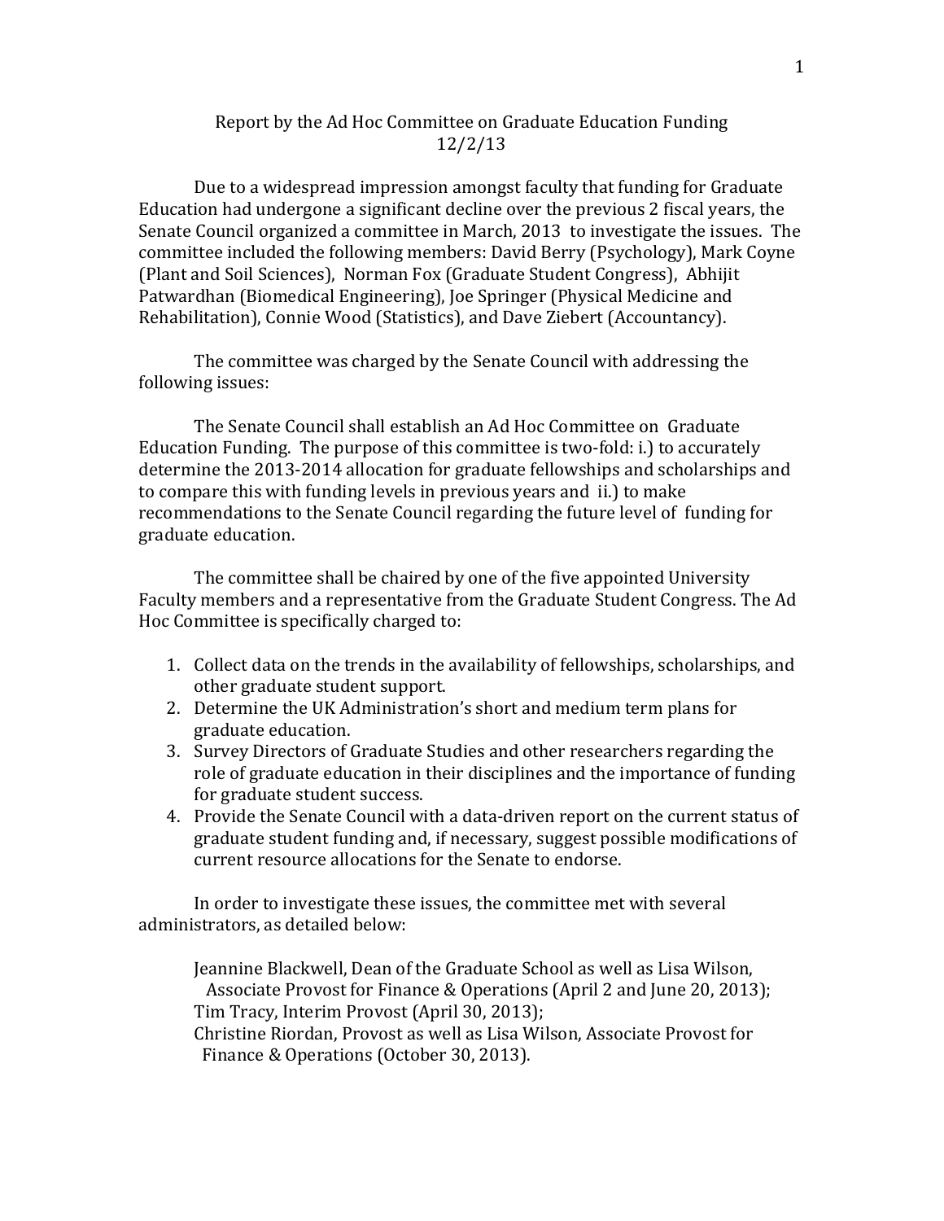# Report by the Ad Hoc Committee on Graduate Education Funding
12/2/13

Due to a widespread impression amongst faculty that funding for Graduate Education had undergone a significant decline over the previous 2 fiscal years, the Senate Council organized a committee in March, 2013 to investigate the issues. The committee included the following members: David Berry (Psychology), Mark Coyne (Plant and Soil Sciences), Norman Fox (Graduate Student Congress), Abhijit Patwardhan (Biomedical Engineering), Joe Springer (Physical Medicine and Rehabilitation), Connie Wood (Statistics), and Dave Ziebert (Accountancy).

The committee was charged by the Senate Council with addressing the following issues:

The Senate Council shall establish an Ad Hoc Committee on Graduate Education Funding. The purpose of this committee is two-fold: i.) to accurately determine the 2013-2014 allocation for graduate fellowships and scholarships and to compare this with funding levels in previous years and ii.) to make recommendations to the Senate Council regarding the future level of funding for graduate education.

The committee shall be chaired by one of the five appointed University Faculty members and a representative from the Graduate Student Congress. The Ad Hoc Committee is specifically charged to:

1. Collect data on the trends in the availability of fellowships, scholarships, and other graduate student support.
2. Determine the UK Administration's short and medium term plans for graduate education.
3. Survey Directors of Graduate Studies and other researchers regarding the role of graduate education in their disciplines and the importance of funding for graduate student success.
4. Provide the Senate Council with a data-driven report on the current status of graduate student funding and, if necessary, suggest possible modifications of current resource allocations for the Senate to endorse.

In order to investigate these issues, the committee met with several administrators, as detailed below:

Jeannine Blackwell, Dean of the Graduate School as well as Lisa Wilson, Associate Provost for Finance & Operations (April 2 and June 20, 2013);
Tim Tracy, Interim Provost (April 30, 2013);
Christine Riordan, Provost as well as Lisa Wilson, Associate Provost for Finance & Operations (October 30, 2013).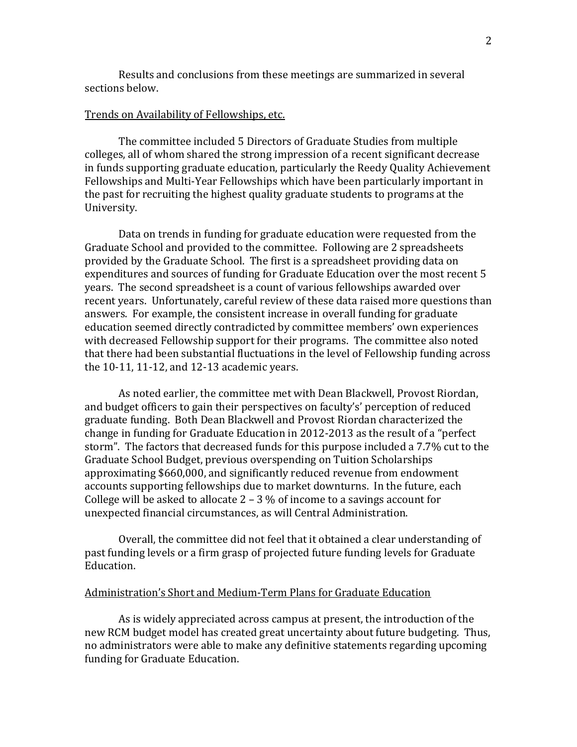Results and conclusions from these meetings are summarized in several sections below.

<u>Trends on Availability of Fellowships, etc.</u>

The committee included 5 Directors of Graduate Studies from multiple colleges, all of whom shared the strong impression of a recent significant decrease in funds supporting graduate education, particularly the Reedy Quality Achievement Fellowships and Multi-Year Fellowships which have been particularly important in the past for recruiting the highest quality graduate students to programs at the University.

Data on trends in funding for graduate education were requested from the Graduate School and provided to the committee. Following are 2 spreadsheets provided by the Graduate School. The first is a spreadsheet providing data on expenditures and sources of funding for Graduate Education over the most recent 5 years. The second spreadsheet is a count of various fellowships awarded over recent years. Unfortunately, careful review of these data raised more questions than answers. For example, the consistent increase in overall funding for graduate education seemed directly contradicted by committee members' own experiences with decreased Fellowship support for their programs. The committee also noted that there had been substantial fluctuations in the level of Fellowship funding across the 10-11, 11-12, and 12-13 academic years.

As noted earlier, the committee met with Dean Blackwell, Provost Riordan, and budget officers to gain their perspectives on faculty's' perception of reduced graduate funding. Both Dean Blackwell and Provost Riordan characterized the change in funding for Graduate Education in 2012-2013 as the result of a "perfect storm". The factors that decreased funds for this purpose included a 7.7% cut to the Graduate School Budget, previous overspending on Tuition Scholarships approximating $660,000, and significantly reduced revenue from endowment accounts supporting fellowships due to market downturns. In the future, each College will be asked to allocate 2 – 3 % of income to a savings account for unexpected financial circumstances, as will Central Administration.

Overall, the committee did not feel that it obtained a clear understanding of past funding levels or a firm grasp of projected future funding levels for Graduate Education.

<u>Administration's Short and Medium-Term Plans for Graduate Education</u>

As is widely appreciated across campus at present, the introduction of the new RCM budget model has created great uncertainty about future budgeting. Thus, no administrators were able to make any definitive statements regarding upcoming funding for Graduate Education.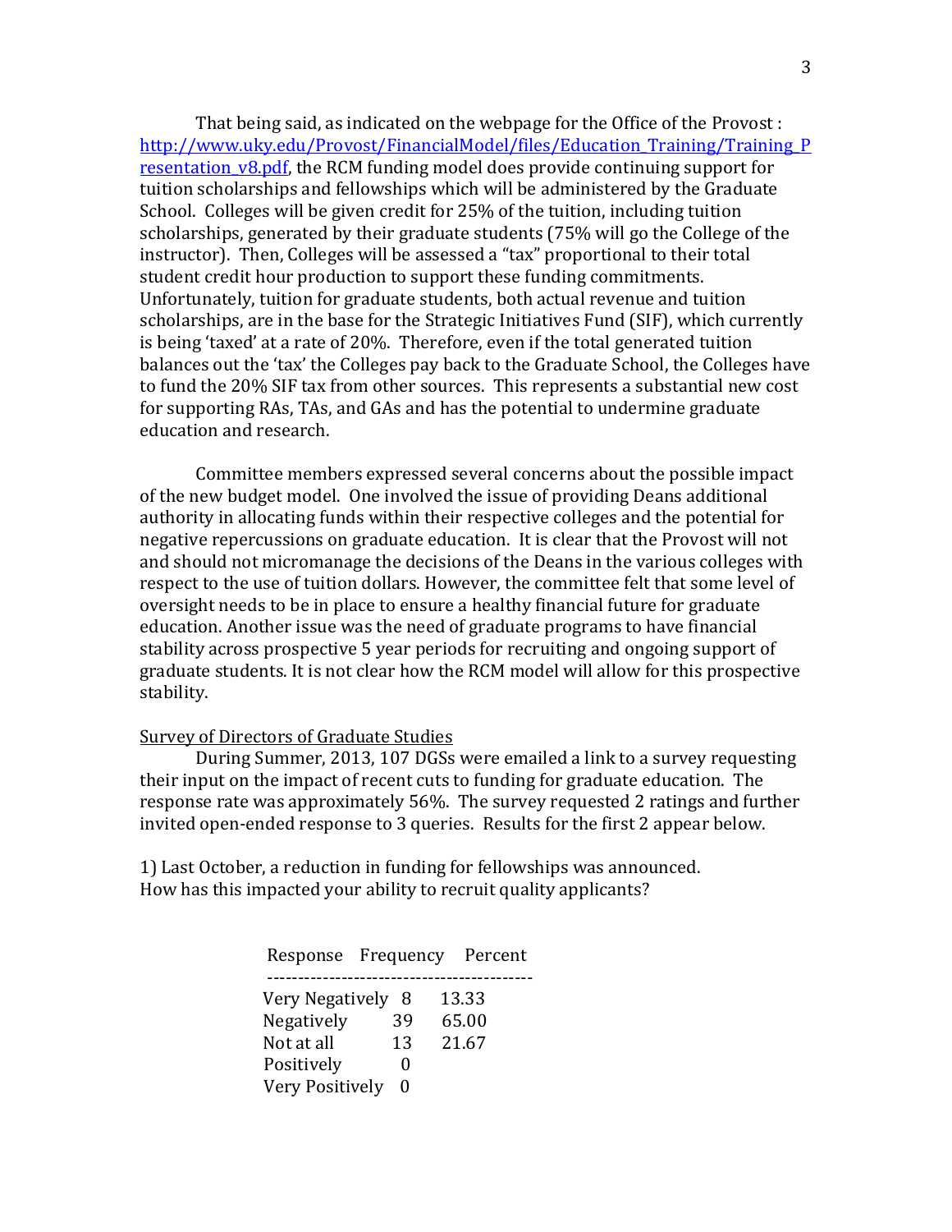That being said, as indicated on the webpage for the Office of the Provost : [http://www.uky.edu/Provost/FinancialModel/files/Education_Training/Training_Presentation_v8.pdf](http://www.uky.edu/Provost/FinancialModel/files/Education_Training/Training_Presentation_v8.pdf), the RCM funding model does provide continuing support for tuition scholarships and fellowships which will be administered by the Graduate School. Colleges will be given credit for 25% of the tuition, including tuition scholarships, generated by their graduate students (75% will go the College of the instructor). Then, Colleges will be assessed a "tax" proportional to their total student credit hour production to support these funding commitments. Unfortunately, tuition for graduate students, both actual revenue and tuition scholarships, are in the base for the Strategic Initiatives Fund (SIF), which currently is being 'taxed' at a rate of 20%. Therefore, even if the total generated tuition balances out the 'tax' the Colleges pay back to the Graduate School, the Colleges have to fund the 20% SIF tax from other sources. This represents a substantial new cost for supporting RAs, TAs, and GAs and has the potential to undermine graduate education and research.

Committee members expressed several concerns about the possible impact of the new budget model. One involved the issue of providing Deans additional authority in allocating funds within their respective colleges and the potential for negative repercussions on graduate education. It is clear that the Provost will not and should not micromanage the decisions of the Deans in the various colleges with respect to the use of tuition dollars. However, the committee felt that some level of oversight needs to be in place to ensure a healthy financial future for graduate education. Another issue was the need of graduate programs to have financial stability across prospective 5 year periods for recruiting and ongoing support of graduate students. It is not clear how the RCM model will allow for this prospective stability.

<u>Survey of Directors of Graduate Studies</u>

During Summer, 2013, 107 DGSs were emailed a link to a survey requesting their input on the impact of recent cuts to funding for graduate education. The response rate was approximately 56%. The survey requested 2 ratings and further invited open-ended response to 3 queries. Results for the first 2 appear below.

1) Last October, a reduction in funding for fellowships was announced. How has this impacted your ability to recruit quality applicants?

| Response | Frequency | Percent |
|---|---|---|
| Very Negatively | 8 | 13.33 |
| Negatively | 39 | 65.00 |
| Not at all | 13 | 21.67 |
| Positively | 0 | |
| Very Positively | 0 | |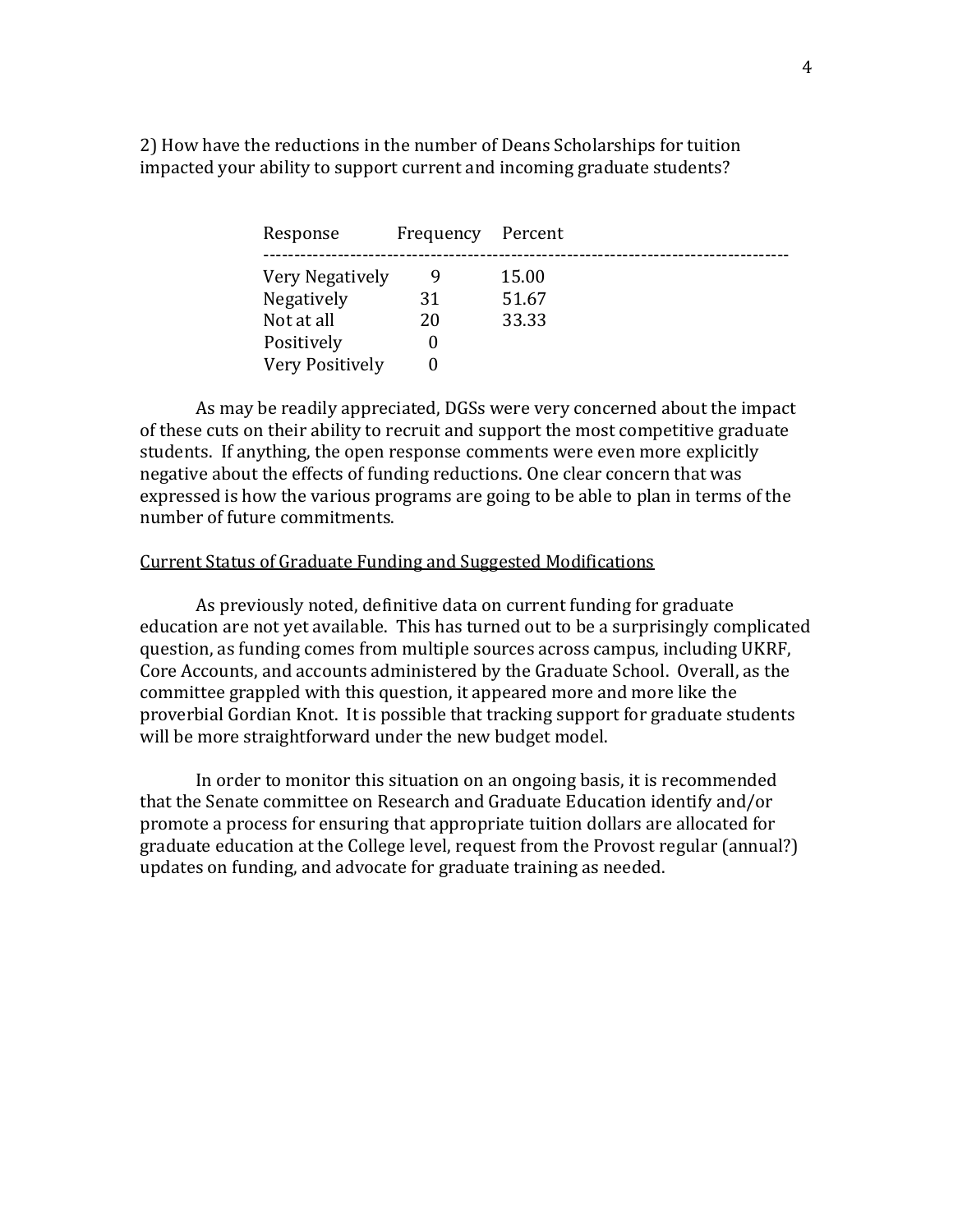2) How have the reductions in the number of Deans Scholarships for tuition impacted your ability to support current and incoming graduate students?

| Response | Frequency | Percent |
|---|---|---|
| Very Negatively | 9 | 15.00 |
| Negatively | 31 | 51.67 |
| Not at all | 20 | 33.33 |
| Positively | 0 | |
| Very Positively | 0 | |

As may be readily appreciated, DGSs were very concerned about the impact of these cuts on their ability to recruit and support the most competitive graduate students. If anything, the open response comments were even more explicitly negative about the effects of funding reductions. One clear concern that was expressed is how the various programs are going to be able to plan in terms of the number of future commitments.

<u>Current Status of Graduate Funding and Suggested Modifications</u>

As previously noted, definitive data on current funding for graduate education are not yet available. This has turned out to be a surprisingly complicated question, as funding comes from multiple sources across campus, including UKRF, Core Accounts, and accounts administered by the Graduate School. Overall, as the committee grappled with this question, it appeared more and more like the proverbial Gordian Knot. It is possible that tracking support for graduate students will be more straightforward under the new budget model.

In order to monitor this situation on an ongoing basis, it is recommended that the Senate committee on Research and Graduate Education identify and/or promote a process for ensuring that appropriate tuition dollars are allocated for graduate education at the College level, request from the Provost regular (annual?) updates on funding, and advocate for graduate training as needed.